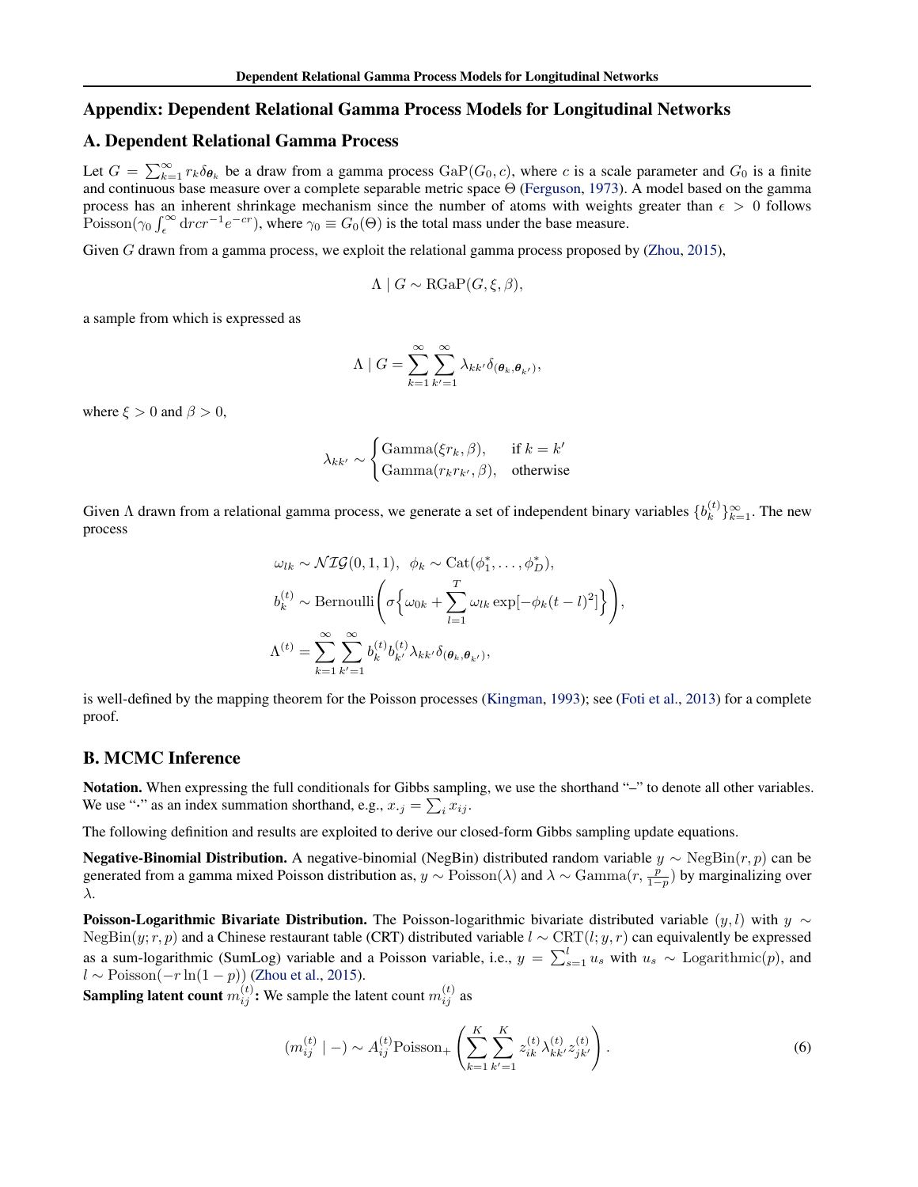## Appendix: Dependent Relational Gamma Process Models for Longitudinal Networks

### A. Dependent Relational Gamma Process

Let $G = \sum_{k=1}^{\infty} r_k \delta_{\boldsymbol{\theta}_k}$ be a draw from a gamma process $\text{GaP}(G_0, c)$, where $c$ is a scale parameter and $G_0$ is a finite and continuous base measure over a complete separable metric space $\Theta$ (Ferguson, 1973). A model based on the gamma process has an inherent shrinkage mechanism since the number of atoms with weights greater than $\epsilon > 0$ follows $\text{Poisson}(\gamma_0 \int_{\epsilon}^{\infty} \mathrm{d}r c r^{-1} e^{-cr})$, where $\gamma_0 \equiv G_0(\Theta)$ is the total mass under the base measure.

Given $G$ drawn from a gamma process, we exploit the relational gamma process proposed by (Zhou, 2015),

$$\Lambda \mid G \sim \text{RGaP}(G, \xi, \beta),$$

a sample from which is expressed as

$$\Lambda \mid G = \sum_{k=1}^{\infty} \sum_{k'=1}^{\infty} \lambda_{kk'} \delta_{(\boldsymbol{\theta}_k, \boldsymbol{\theta}_{k'})},$$

where $\xi > 0$ and $\beta > 0$,

$$\lambda_{kk'} \sim \begin{cases} \text{Gamma}(\xi r_k, \beta), & \text{if } k = k' \\ \text{Gamma}(r_k r_{k'}, \beta), & \text{otherwise} \end{cases}$$

Given $\Lambda$ drawn from a relational gamma process, we generate a set of independent binary variables $\{b_k^{(t)}\}_{k=1}^{\infty}$. The new process

$$\omega_{lk} \sim \mathcal{NIG}(0, 1, 1), \;\; \phi_k \sim \text{Cat}(\phi_1^*, \ldots, \phi_D^*),$$
$$b_k^{(t)} \sim \text{Bernoulli}\left(\sigma\Big\{\omega_{0k} + \sum_{l=1}^{T} \omega_{lk} \exp[-\phi_k (t-l)^2]\Big\}\right),$$
$$\Lambda^{(t)} = \sum_{k=1}^{\infty} \sum_{k'=1}^{\infty} b_k^{(t)} b_{k'}^{(t)} \lambda_{kk'} \delta_{(\boldsymbol{\theta}_k, \boldsymbol{\theta}_{k'})},$$

is well-defined by the mapping theorem for the Poisson processes (Kingman, 1993); see (Foti et al., 2013) for a complete proof.

### B. MCMC Inference

**Notation.** When expressing the full conditionals for Gibbs sampling, we use the shorthand "–" to denote all other variables. We use "·" as an index summation shorthand, e.g., $x_{\cdot j} = \sum_i x_{ij}$.

The following definition and results are exploited to derive our closed-form Gibbs sampling update equations.

**Negative-Binomial Distribution.** A negative-binomial (NegBin) distributed random variable $y \sim \text{NegBin}(r, p)$ can be generated from a gamma mixed Poisson distribution as, $y \sim \text{Poisson}(\lambda)$ and $\lambda \sim \text{Gamma}(r, \frac{p}{1-p})$ by marginalizing over $\lambda$.

**Poisson-Logarithmic Bivariate Distribution.** The Poisson-logarithmic bivariate distributed variable $(y, l)$ with $y \sim \text{NegBin}(y; r, p)$ and a Chinese restaurant table (CRT) distributed variable $l \sim \text{CRT}(l; y, r)$ can equivalently be expressed as a sum-logarithmic (SumLog) variable and a Poisson variable, i.e., $y = \sum_{s=1}^{l} u_s$ with $u_s \sim \text{Logarithmic}(p)$, and $l \sim \text{Poisson}(-r \ln(1-p))$ (Zhou et al., 2015).

**Sampling latent count $m_{ij}^{(t)}$:** We sample the latent count $m_{ij}^{(t)}$ as

$$(m_{ij}^{(t)} \mid -) \sim A_{ij}^{(t)} \text{Poisson}_{+}\left(\sum_{k=1}^{K} \sum_{k'=1}^{K} z_{ik}^{(t)} \lambda_{kk'}^{(t)} z_{jk'}^{(t)}\right). \tag{6}$$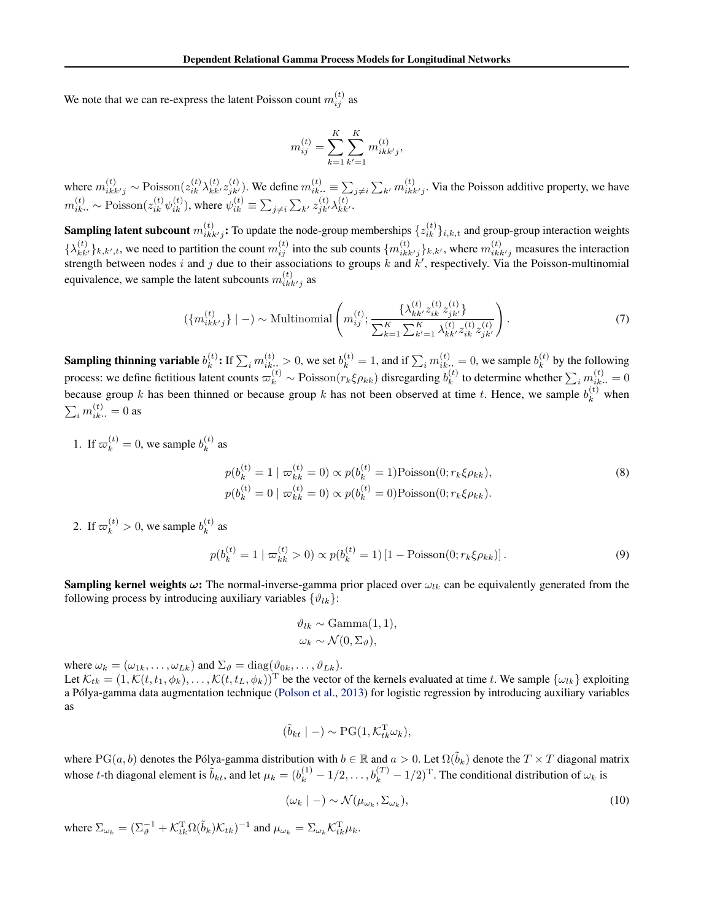We note that we can re-express the latent Poisson count $m_{ij}^{(t)}$ as

$$m_{ij}^{(t)} = \sum_{k=1}^{K} \sum_{k'=1}^{K} m_{ikk'j}^{(t)},$$

where $m_{ikk'j}^{(t)} \sim \text{Poisson}(z_{ik}^{(t)} \lambda_{kk'}^{(t)} z_{jk'}^{(t)})$. We define $m_{ik\cdot\cdot}^{(t)} \equiv \sum_{j \neq i} \sum_{k'} m_{ikk'j}^{(t)}$. Via the Poisson additive property, we have $m_{ik\cdot\cdot}^{(t)} \sim \text{Poisson}(z_{ik}^{(t)} \psi_{ik}^{(t)})$, where $\psi_{ik}^{(t)} \equiv \sum_{j \neq i} \sum_{k'} z_{jk'}^{(t)} \lambda_{kk'}^{(t)}$.

**Sampling latent subcount $m_{ikk'j}^{(t)}$:** To update the node-group memberships $\{z_{ik}^{(t)}\}_{i,k,t}$ and group-group interaction weights $\{\lambda_{kk'}^{(t)}\}_{k,k',t}$, we need to partition the count $m_{ij}^{(t)}$ into the sub counts $\{m_{ikk'j}^{(t)}\}_{k,k'}$, where $m_{ikk'j}^{(t)}$ measures the interaction strength between nodes $i$ and $j$ due to their associations to groups $k$ and $k'$, respectively. Via the Poisson-multinomial equivalence, we sample the latent subcounts $m_{ikk'j}^{(t)}$ as

$$(\{m_{ikk'j}^{(t)}\} \mid -) \sim \text{Multinomial}\left( m_{ij}^{(t)}; \frac{\{\lambda_{kk'}^{(t)} z_{ik}^{(t)} z_{jk'}^{(t)}\}}{\sum_{k=1}^{K} \sum_{k'=1}^{K} \lambda_{kk'}^{(t)} z_{ik}^{(t)} z_{jk'}^{(t)}} \right). \tag{7}$$

**Sampling thinning variable $b_k^{(t)}$:** If $\sum_i m_{ik\cdot\cdot}^{(t)} > 0$, we set $b_k^{(t)} = 1$, and if $\sum_i m_{ik\cdot\cdot}^{(t)} = 0$, we sample $b_k^{(t)}$ by the following process: we define fictitious latent counts $\varpi_k^{(t)} \sim \text{Poisson}(r_k \xi \rho_{kk})$ disregarding $b_k^{(t)}$ to determine whether $\sum_i m_{ik\cdot\cdot}^{(t)} = 0$ because group $k$ has been thinned or because group $k$ has not been observed at time $t$. Hence, we sample $b_k^{(t)}$ when $\sum_i m_{ik\cdot\cdot}^{(t)} = 0$ as

1. If $\varpi_k^{(t)} = 0$, we sample $b_k^{(t)}$ as

$$\begin{aligned} p(b_k^{(t)} = 1 \mid \varpi_{kk}^{(t)} = 0) &\propto p(b_k^{(t)} = 1)\text{Poisson}(0; r_k \xi \rho_{kk}), \\ p(b_k^{(t)} = 0 \mid \varpi_{kk}^{(t)} = 0) &\propto p(b_k^{(t)} = 0)\text{Poisson}(0; r_k \xi \rho_{kk}). \end{aligned} \tag{8}$$

2. If $\varpi_k^{(t)} > 0$, we sample $b_k^{(t)}$ as

$$p(b_k^{(t)} = 1 \mid \varpi_{kk}^{(t)} > 0) \propto p(b_k^{(t)} = 1) \left[ 1 - \text{Poisson}(0; r_k \xi \rho_{kk}) \right]. \tag{9}$$

**Sampling kernel weights $\boldsymbol{\omega}$:** The normal-inverse-gamma prior placed over $\omega_{lk}$ can be equivalently generated from the following process by introducing auxiliary variables $\{\vartheta_{lk}\}$:

$$\begin{aligned} \vartheta_{lk} &\sim \text{Gamma}(1, 1), \\ \omega_k &\sim \mathcal{N}(0, \Sigma_\vartheta), \end{aligned}$$

where $\omega_k = (\omega_{1k}, \ldots, \omega_{Lk})$ and $\Sigma_\vartheta = \text{diag}(\vartheta_{0k}, \ldots, \vartheta_{Lk})$.
Let $\mathcal{K}_{tk} = (1, \mathcal{K}(t, t_1, \phi_k), \ldots, \mathcal{K}(t, t_L, \phi_k))^{\mathrm{T}}$ be the vector of the kernels evaluated at time $t$. We sample $\{\omega_{lk}\}$ exploiting a Pólya-gamma data augmentation technique (Polson et al., 2013) for logistic regression by introducing auxiliary variables as

$$(\tilde{b}_{kt} \mid -) \sim \text{PG}(1, \mathcal{K}_{tk}^{\mathrm{T}} \omega_k),$$

where $\text{PG}(a, b)$ denotes the Pólya-gamma distribution with $b \in \mathbb{R}$ and $a > 0$. Let $\Omega(\tilde{b}_k)$ denote the $T \times T$ diagonal matrix whose $t$-th diagonal element is $\tilde{b}_{kt}$, and let $\mu_k = (b_k^{(1)} - 1/2, \ldots, b_k^{(T)} - 1/2)^{\mathrm{T}}$. The conditional distribution of $\omega_k$ is

$$(\omega_k \mid -) \sim \mathcal{N}(\mu_{\omega_k}, \Sigma_{\omega_k}), \tag{10}$$

where $\Sigma_{\omega_k} = (\Sigma_\vartheta^{-1} + \mathcal{K}_{tk}^{\mathrm{T}} \Omega(\tilde{b}_k) \mathcal{K}_{tk})^{-1}$ and $\mu_{\omega_k} = \Sigma_{\omega_k} \mathcal{K}_{tk}^{\mathrm{T}} \mu_k$.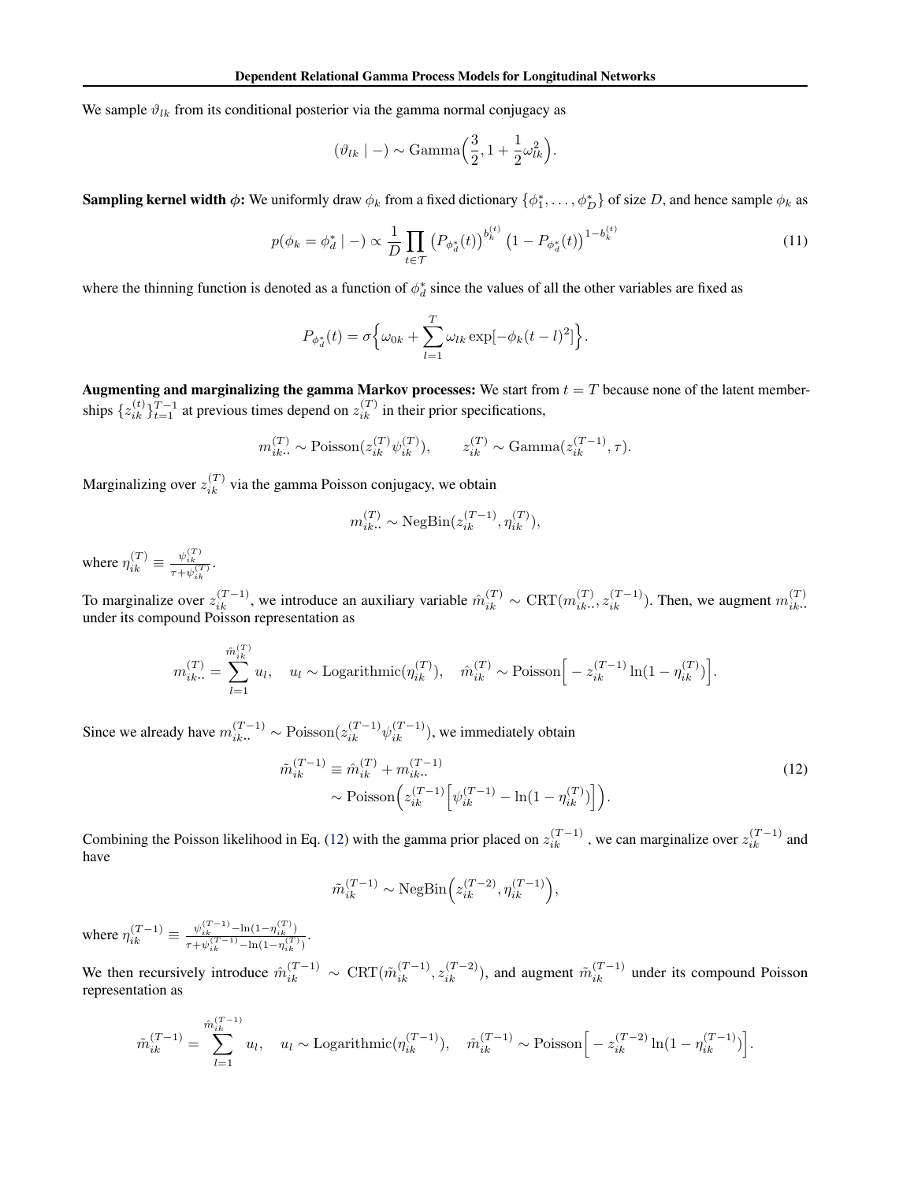We sample $\vartheta_{lk}$ from its conditional posterior via the gamma normal conjugacy as

$$(\vartheta_{lk} \mid -) \sim \mathrm{Gamma}\Big(\frac{3}{2}, 1 + \frac{1}{2}\omega_{lk}^2\Big).$$

**Sampling kernel width $\phi$:** We uniformly draw $\phi_k$ from a fixed dictionary $\{\phi_1^*, \ldots, \phi_D^*\}$ of size $D$, and hence sample $\phi_k$ as

$$p(\phi_k = \phi_d^* \mid -) \propto \frac{1}{D} \prod_{t \in \mathcal{T}} \big(P_{\phi_d^*}(t)\big)^{b_k^{(t)}} \big(1 - P_{\phi_d^*}(t)\big)^{1 - b_k^{(t)}} \tag{11}$$

where the thinning function is denoted as a function of $\phi_d^*$ since the values of all the other variables are fixed as

$$P_{\phi_d^*}(t) = \sigma\Big\{\omega_{0k} + \sum_{l=1}^{T} \omega_{lk} \exp[-\phi_k (t-l)^2]\Big\}.$$

**Augmenting and marginalizing the gamma Markov processes:** We start from $t = T$ because none of the latent memberships $\{z_{ik}^{(t)}\}_{t=1}^{T-1}$ at previous times depend on $z_{ik}^{(T)}$ in their prior specifications,

$$m_{ik\cdot\cdot}^{(T)} \sim \mathrm{Poisson}(z_{ik}^{(T)} \psi_{ik}^{(T)}), \qquad z_{ik}^{(T)} \sim \mathrm{Gamma}(z_{ik}^{(T-1)}, \tau).$$

Marginalizing over $z_{ik}^{(T)}$ via the gamma Poisson conjugacy, we obtain

$$m_{ik\cdot\cdot}^{(T)} \sim \mathrm{NegBin}(z_{ik}^{(T-1)}, \eta_{ik}^{(T)}),$$

where $\eta_{ik}^{(T)} \equiv \frac{\psi_{ik}^{(T)}}{\tau + \psi_{ik}^{(T)}}$.

To marginalize over $z_{ik}^{(T-1)}$, we introduce an auxiliary variable $\hat{m}_{ik}^{(T)} \sim \mathrm{CRT}(m_{ik\cdot\cdot}^{(T)}, z_{ik}^{(T-1)})$. Then, we augment $m_{ik\cdot\cdot}^{(T)}$ under its compound Poisson representation as

$$m_{ik\cdot\cdot}^{(T)} = \sum_{l=1}^{\hat{m}_{ik}^{(T)}} u_l, \quad u_l \sim \mathrm{Logarithmic}(\eta_{ik}^{(T)}), \quad \hat{m}_{ik}^{(T)} \sim \mathrm{Poisson}\Big[-z_{ik}^{(T-1)} \ln(1 - \eta_{ik}^{(T)})\Big].$$

Since we already have $m_{ik\cdot\cdot}^{(T-1)} \sim \mathrm{Poisson}(z_{ik}^{(T-1)} \psi_{ik}^{(T-1)})$, we immediately obtain

$$\begin{aligned} \tilde{m}_{ik}^{(T-1)} &\equiv \hat{m}_{ik}^{(T)} + m_{ik\cdot\cdot}^{(T-1)} \\ &\sim \mathrm{Poisson}\Big(z_{ik}^{(T-1)}\Big[\psi_{ik}^{(T-1)} - \ln(1 - \eta_{ik}^{(T)})\Big]\Big). \end{aligned} \tag{12}$$

Combining the Poisson likelihood in Eq. (12) with the gamma prior placed on $z_{ik}^{(T-1)}$, we can marginalize over $z_{ik}^{(T-1)}$ and have

$$\tilde{m}_{ik}^{(T-1)} \sim \mathrm{NegBin}\Big(z_{ik}^{(T-2)}, \eta_{ik}^{(T-1)}\Big),$$

where $\eta_{ik}^{(T-1)} \equiv \frac{\psi_{ik}^{(T-1)} - \ln(1-\eta_{ik}^{(T)})}{\tau + \psi_{ik}^{(T-1)} - \ln(1-\eta_{ik}^{(T)})}$.

We then recursively introduce $\hat{m}_{ik}^{(T-1)} \sim \mathrm{CRT}(\tilde{m}_{ik}^{(T-1)}, z_{ik}^{(T-2)})$, and augment $\tilde{m}_{ik}^{(T-1)}$ under its compound Poisson representation as

$$\tilde{m}_{ik}^{(T-1)} = \sum_{l=1}^{\hat{m}_{ik}^{(T-1)}} u_l, \quad u_l \sim \mathrm{Logarithmic}(\eta_{ik}^{(T-1)}), \quad \hat{m}_{ik}^{(T-1)} \sim \mathrm{Poisson}\Big[-z_{ik}^{(T-2)} \ln(1 - \eta_{ik}^{(T-1)})\Big].$$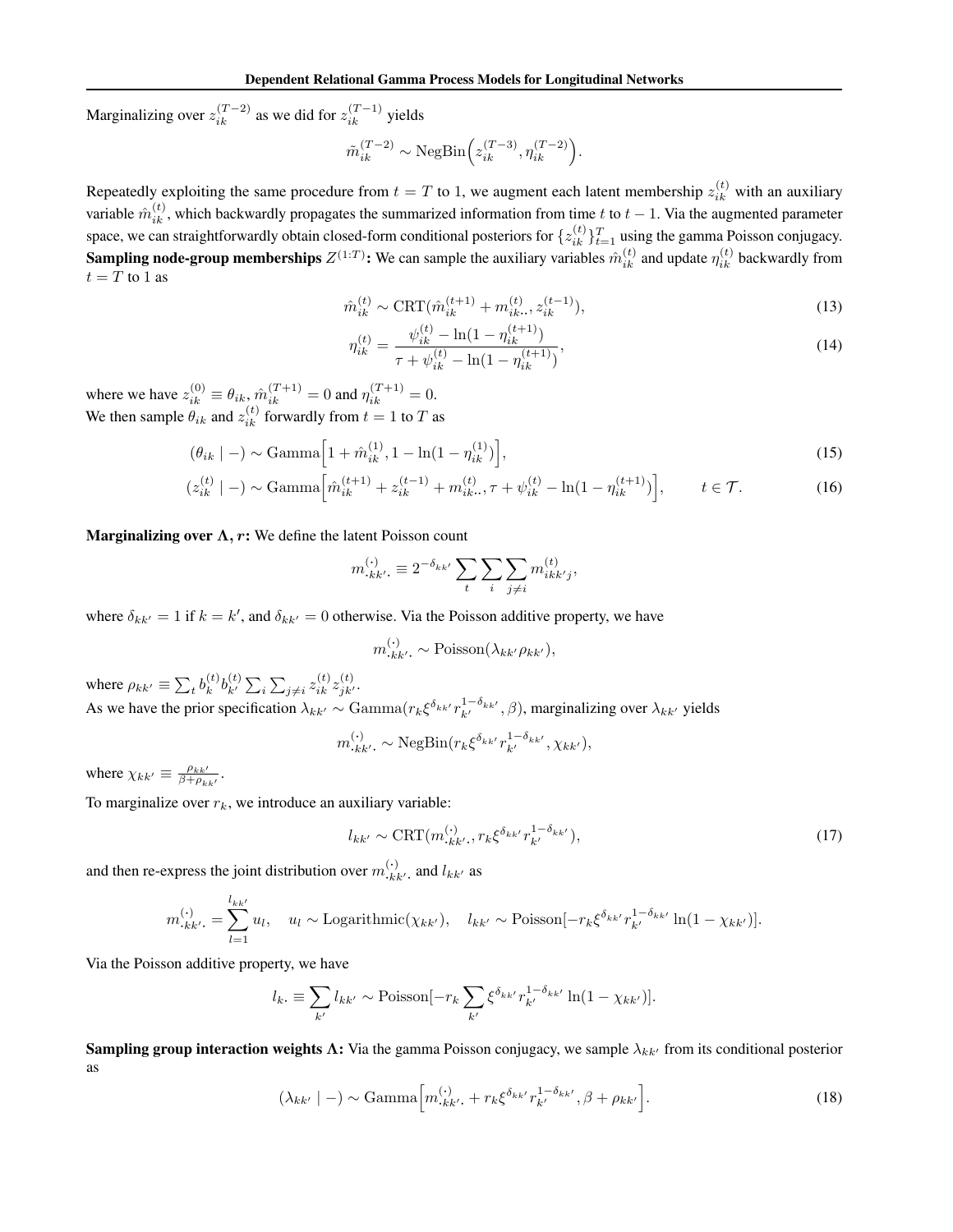Marginalizing over $z_{ik}^{(T-2)}$ as we did for $z_{ik}^{(T-1)}$ yields

$$\tilde{m}_{ik}^{(T-2)} \sim \mathrm{NegBin}\Big(z_{ik}^{(T-3)}, \eta_{ik}^{(T-2)}\Big).$$

Repeatedly exploiting the same procedure from $t = T$ to 1, we augment each latent membership $z_{ik}^{(t)}$ with an auxiliary variable $\hat{m}_{ik}^{(t)}$, which backwardly propagates the summarized information from time $t$ to $t-1$. Via the augmented parameter space, we can straightforwardly obtain closed-form conditional posteriors for $\{z_{ik}^{(t)}\}_{t=1}^{T}$ using the gamma Poisson conjugacy.

**Sampling node-group memberships $Z^{(1:T)}$:** We can sample the auxiliary variables $\hat{m}_{ik}^{(t)}$ and update $\eta_{ik}^{(t)}$ backwardly from $t = T$ to 1 as

$$\hat{m}_{ik}^{(t)} \sim \mathrm{CRT}(\hat{m}_{ik}^{(t+1)} + m_{ik\cdot\cdot}^{(t)}, z_{ik}^{(t-1)}), \tag{13}$$

$$\eta_{ik}^{(t)} = \frac{\psi_{ik}^{(t)} - \ln(1 - \eta_{ik}^{(t+1)})}{\tau + \psi_{ik}^{(t)} - \ln(1 - \eta_{ik}^{(t+1)})}, \tag{14}$$

where we have $z_{ik}^{(0)} \equiv \theta_{ik}$, $\hat{m}_{ik}^{(T+1)} = 0$ and $\eta_{ik}^{(T+1)} = 0$.

We then sample $\theta_{ik}$ and $z_{ik}^{(t)}$ forwardly from $t = 1$ to $T$ as

$$(\theta_{ik} \mid -) \sim \mathrm{Gamma}\Big[1 + \hat{m}_{ik}^{(1)}, 1 - \ln(1 - \eta_{ik}^{(1)})\Big], \tag{15}$$

$$(z_{ik}^{(t)} \mid -) \sim \mathrm{Gamma}\Big[\hat{m}_{ik}^{(t+1)} + z_{ik}^{(t-1)} + m_{ik\cdot\cdot}^{(t)}, \tau + \psi_{ik}^{(t)} - \ln(1 - \eta_{ik}^{(t+1)})\Big], \qquad t \in \mathcal{T}. \tag{16}$$

**Marginalizing over $\Lambda, r$:** We define the latent Poisson count

$$m_{\cdot kk'\cdot}^{(\cdot)} \equiv 2^{-\delta_{kk'}} \sum_t \sum_i \sum_{j \neq i} m_{ikk'j}^{(t)},$$

where $\delta_{kk'} = 1$ if $k = k'$, and $\delta_{kk'} = 0$ otherwise. Via the Poisson additive property, we have

$$m_{\cdot kk'\cdot}^{(\cdot)} \sim \mathrm{Poisson}(\lambda_{kk'} \rho_{kk'}),$$

where $\rho_{kk'} \equiv \sum_t b_k^{(t)} b_{k'}^{(t)} \sum_i \sum_{j \neq i} z_{ik}^{(t)} z_{jk'}^{(t)}$.

As we have the prior specification $\lambda_{kk'} \sim \mathrm{Gamma}(r_k \xi^{\delta_{kk'}} r_{k'}^{1-\delta_{kk'}}, \beta)$, marginalizing over $\lambda_{kk'}$ yields

$$m_{\cdot kk'\cdot}^{(\cdot)} \sim \mathrm{NegBin}(r_k \xi^{\delta_{kk'}} r_{k'}^{1-\delta_{kk'}}, \chi_{kk'}),$$

where $\chi_{kk'} \equiv \frac{\rho_{kk'}}{\beta + \rho_{kk'}}$.

To marginalize over $r_k$, we introduce an auxiliary variable:

$$l_{kk'} \sim \mathrm{CRT}(m_{\cdot kk'\cdot}^{(\cdot)}, r_k \xi^{\delta_{kk'}} r_{k'}^{1-\delta_{kk'}}), \tag{17}$$

and then re-express the joint distribution over $m_{\cdot kk'\cdot}^{(\cdot)}$ and $l_{kk'}$ as

$$m_{\cdot kk'\cdot}^{(\cdot)} = \sum_{l=1}^{l_{kk'}} u_l, \quad u_l \sim \mathrm{Logarithmic}(\chi_{kk'}), \quad l_{kk'} \sim \mathrm{Poisson}[-r_k \xi^{\delta_{kk'}} r_{k'}^{1-\delta_{kk'}} \ln(1 - \chi_{kk'})].$$

Via the Poisson additive property, we have

$$l_{k\cdot} \equiv \sum_{k'} l_{kk'} \sim \mathrm{Poisson}[-r_k \sum_{k'} \xi^{\delta_{kk'}} r_{k'}^{1-\delta_{kk'}} \ln(1 - \chi_{kk'})].$$

**Sampling group interaction weights $\Lambda$:** Via the gamma Poisson conjugacy, we sample $\lambda_{kk'}$ from its conditional posterior as

$$(\lambda_{kk'} \mid -) \sim \mathrm{Gamma}\Big[m_{\cdot kk'\cdot}^{(\cdot)} + r_k \xi^{\delta_{kk'}} r_{k'}^{1-\delta_{kk'}}, \beta + \rho_{kk'}\Big]. \tag{18}$$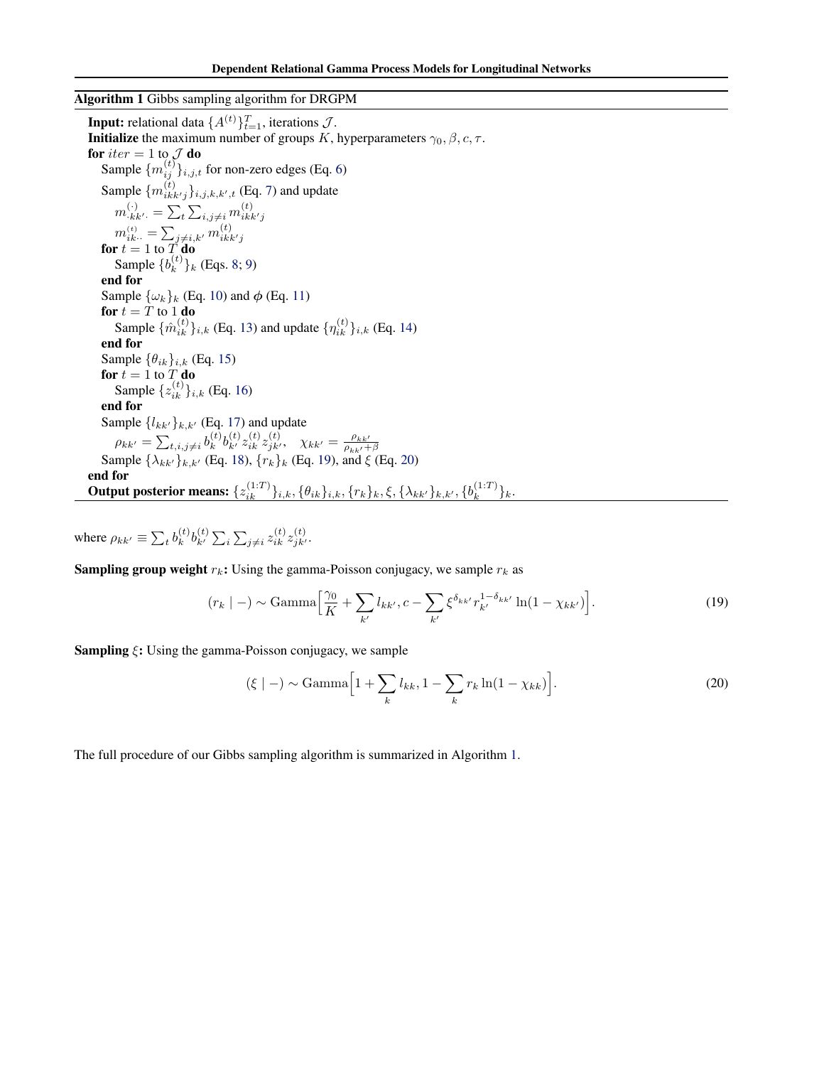**Algorithm 1** Gibbs sampling algorithm for DRGPM

**Input:** relational data $\{A^{(t)}\}_{t=1}^{T}$, iterations $\mathcal{J}$.
**Initialize** the maximum number of groups $K$, hyperparameters $\gamma_0, \beta, c, \tau$.
**for** $iter = 1$ to $\mathcal{J}$ **do**
  Sample $\{m_{ij}^{(t)}\}_{i,j,t}$ for non-zero edges (Eq. 6)
  Sample $\{m_{ikk'j}^{(t)}\}_{i,j,k,k',t}$ (Eq. 7) and update
    $m_{\cdot kk'\cdot}^{(\cdot)} = \sum_t \sum_{i,j\neq i} m_{ikk'j}^{(t)}$
    $m_{ik\cdot\cdot}^{(t)} = \sum_{j\neq i,k'} m_{ikk'j}^{(t)}$
  **for** $t = 1$ to $T$ **do**
    Sample $\{b_k^{(t)}\}_k$ (Eqs. 8; 9)
  **end for**
  Sample $\{\omega_k\}_k$ (Eq. 10) and $\phi$ (Eq. 11)
  **for** $t = T$ to 1 **do**
    Sample $\{\hat{m}_{ik}^{(t)}\}_{i,k}$ (Eq. 13) and update $\{\eta_{ik}^{(t)}\}_{i,k}$ (Eq. 14)
  **end for**
  Sample $\{\theta_{ik}\}_{i,k}$ (Eq. 15)
  **for** $t = 1$ to $T$ **do**
    Sample $\{z_{ik}^{(t)}\}_{i,k}$ (Eq. 16)
  **end for**
  Sample $\{l_{kk'}\}_{k,k'}$ (Eq. 17) and update
    $\rho_{kk'} = \sum_{t,i,j\neq i} b_k^{(t)} b_{k'}^{(t)} z_{ik}^{(t)} z_{jk'}^{(t)}, \quad \chi_{kk'} = \frac{\rho_{kk'}}{\rho_{kk'}+\beta}$
  Sample $\{\lambda_{kk'}\}_{k,k'}$ (Eq. 18), $\{r_k\}_k$ (Eq. 19), and $\xi$ (Eq. 20)
**end for**
**Output posterior means:** $\{z_{ik}^{(1:T)}\}_{i,k}, \{\theta_{ik}\}_{i,k}, \{r_k\}_k, \xi, \{\lambda_{kk'}\}_{k,k'}, \{b_k^{(1:T)}\}_k$.

where $\rho_{kk'} \equiv \sum_t b_k^{(t)} b_{k'}^{(t)} \sum_i \sum_{j\neq i} z_{ik}^{(t)} z_{jk'}^{(t)}$.

**Sampling group weight $r_k$:** Using the gamma-Poisson conjugacy, we sample $r_k$ as

$$(r_k \mid -) \sim \text{Gamma}\Big[\frac{\gamma_0}{K} + \sum_{k'} l_{kk'}, c - \sum_{k'} \xi^{\delta_{kk'}} r_{k'}^{1-\delta_{kk'}} \ln(1-\chi_{kk'})\Big]. \tag{19}$$

**Sampling $\xi$:** Using the gamma-Poisson conjugacy, we sample

$$(\xi \mid -) \sim \text{Gamma}\Big[1 + \sum_k l_{kk}, 1 - \sum_k r_k \ln(1-\chi_{kk})\Big]. \tag{20}$$

The full procedure of our Gibbs sampling algorithm is summarized in Algorithm 1.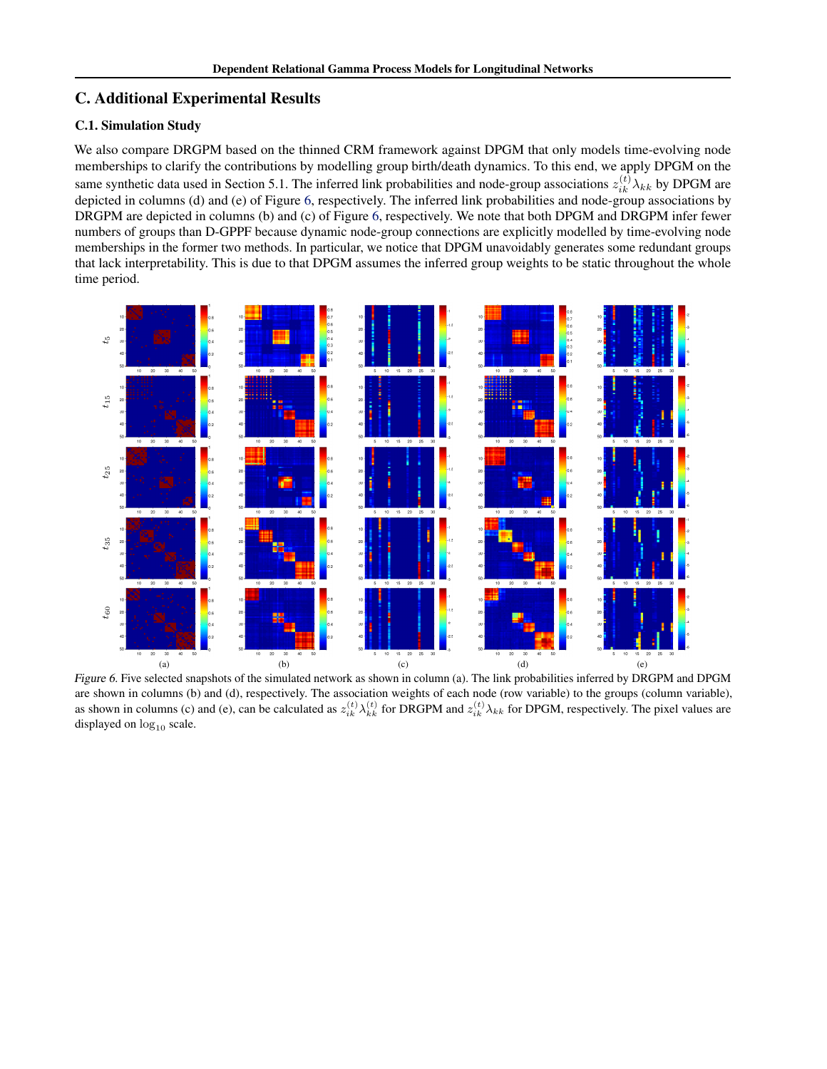## C. Additional Experimental Results

### C.1. Simulation Study

We also compare DRGPM based on the thinned CRM framework against DPGM that only models time-evolving node memberships to clarify the contributions by modelling group birth/death dynamics. To this end, we apply DPGM on the same synthetic data used in Section 5.1. The inferred link probabilities and node-group associations $z_{ik}^{(t)}\lambda_{kk}$ by DPGM are depicted in columns (d) and (e) of Figure 6, respectively. The inferred link probabilities and node-group associations by DRGPM are depicted in columns (b) and (c) of Figure 6, respectively. We note that both DPGM and DRGPM infer fewer numbers of groups than D-GPPF because dynamic node-group connections are explicitly modelled by time-evolving node memberships in the former two methods. In particular, we notice that DPGM unavoidably generates some redundant groups that lack interpretability. This is due to that DPGM assumes the inferred group weights to be static throughout the whole time period.

*Figure 6.* Five selected snapshots of the simulated network as shown in column (a). The link probabilities inferred by DRGPM and DPGM are shown in columns (b) and (d), respectively. The association weights of each node (row variable) to the groups (column variable), as shown in columns (c) and (e), can be calculated as $z_{ik}^{(t)}\lambda_{kk}^{(t)}$ for DRGPM and $z_{ik}^{(t)}\lambda_{kk}$ for DPGM, respectively. The pixel values are displayed on $\log_{10}$ scale.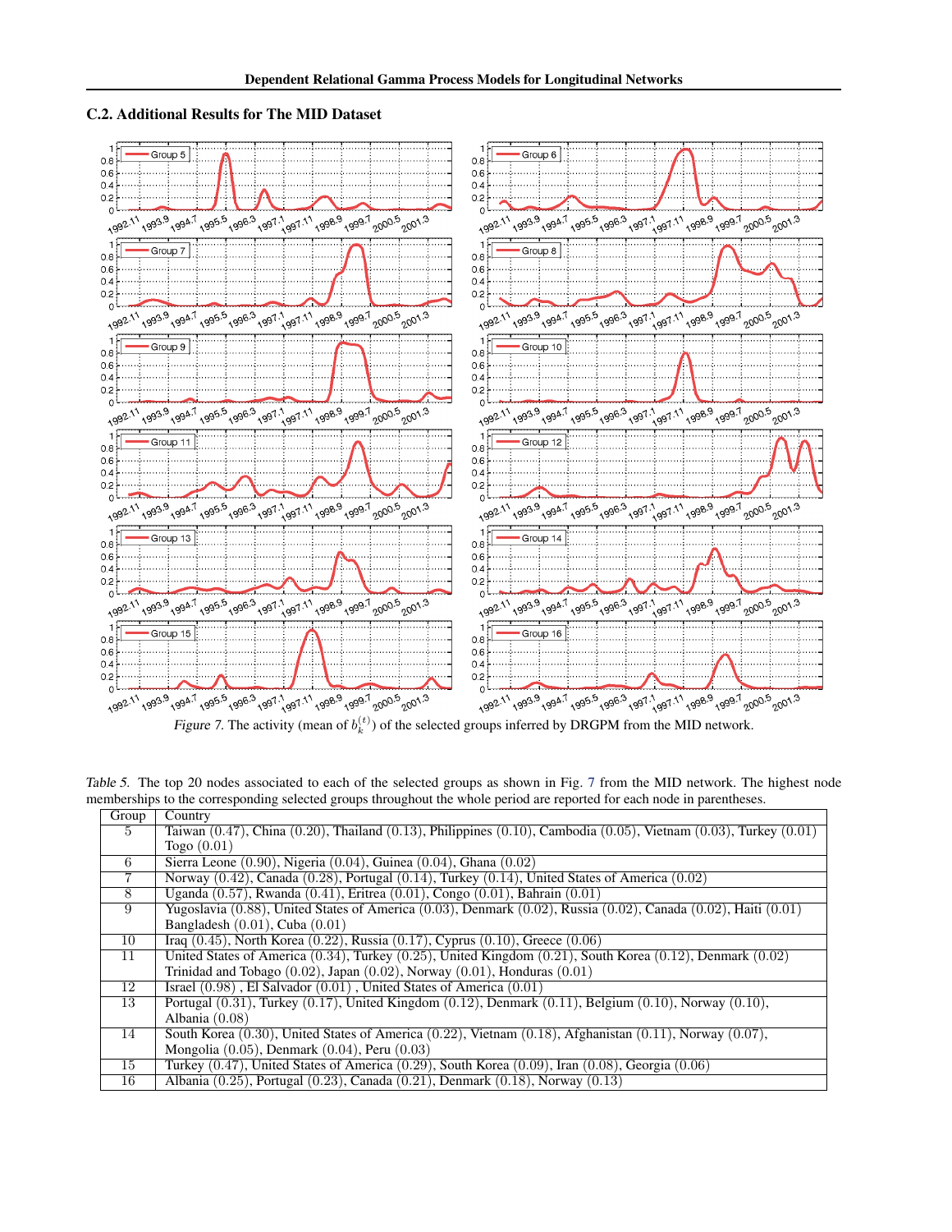## C.2. Additional Results for The MID Dataset

Group 5

Group 6

Group 7

Group 8

Group 9

Group 10

Group 11

Group 12

Group 13

Group 14

Group 15

Group 16

0 0.2 0.4 0.6 0.8 1

1992.11 1993.9 1994.7 1995.5 1996.3 1997.1 1997.11 1998.9 1999.7 2000.5 2001.3

*Figure 7.* The activity (mean of $b_k^{(t)}$) of the selected groups inferred by DRGPM from the MID network.

*Table 5.* The top 20 nodes associated to each of the selected groups as shown in Fig. 7 from the MID network. The highest node memberships to the corresponding selected groups throughout the whole period are reported for each node in parentheses.

| Group | Country |
|---|---|
| 5 | Taiwan (0.47), China (0.20), Thailand (0.13), Philippines (0.10), Cambodia (0.05), Vietnam (0.03), Turkey (0.01) Togo (0.01) |
| 6 | Sierra Leone (0.90), Nigeria (0.04), Guinea (0.04), Ghana (0.02) |
| 7 | Norway (0.42), Canada (0.28), Portugal (0.14), Turkey (0.14), United States of America (0.02) |
| 8 | Uganda (0.57), Rwanda (0.41), Eritrea (0.01), Congo (0.01), Bahrain (0.01) |
| 9 | Yugoslavia (0.88), United States of America (0.03), Denmark (0.02), Russia (0.02), Canada (0.02), Haiti (0.01) Bangladesh (0.01), Cuba (0.01) |
| 10 | Iraq (0.45), North Korea (0.22), Russia (0.17), Cyprus (0.10), Greece (0.06) |
| 11 | United States of America (0.34), Turkey (0.25), United Kingdom (0.21), South Korea (0.12), Denmark (0.02) Trinidad and Tobago (0.02), Japan (0.02), Norway (0.01), Honduras (0.01) |
| 12 | Israel (0.98) , El Salvador (0.01) , United States of America (0.01) |
| 13 | Portugal (0.31), Turkey (0.17), United Kingdom (0.12), Denmark (0.11), Belgium (0.10), Norway (0.10), Albania (0.08) |
| 14 | South Korea (0.30), United States of America (0.22), Vietnam (0.18), Afghanistan (0.11), Norway (0.07), Mongolia (0.05), Denmark (0.04), Peru (0.03) |
| 15 | Turkey (0.47), United States of America (0.29), South Korea (0.09), Iran (0.08), Georgia (0.06) |
| 16 | Albania (0.25), Portugal (0.23), Canada (0.21), Denmark (0.18), Norway (0.13) |